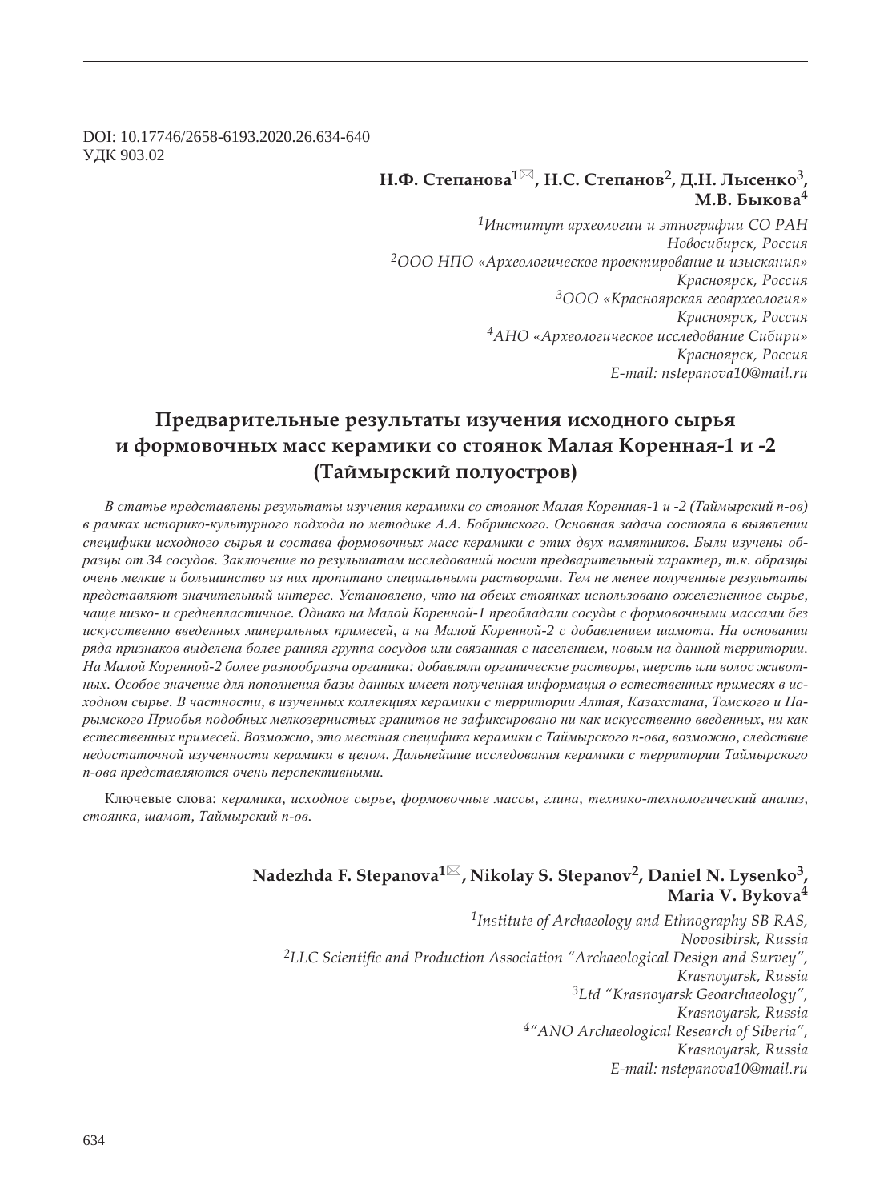DOI: 10.17746/2658-6193.2020.26.634-640
УДК 903.02

**Н.Ф. Степанова[1]✉, Н.С. Степанов[2], Д.Н. Лысенко[3], М.В. Быкова[4]**

*[1]Институт археологии и этнографии СО РАН*
*Новосибирск, Россия*
*[2]ООО НПО «Археологическое проектирование и изыскания»*
*Красноярск, Россия*
*[3]ООО «Красноярская геоархеология»*
*Красноярск, Россия*
*[4]АНО «Археологическое исследование Сибири»*
*Красноярск, Россия*
*E-mail: nstepanova10@mail.ru*

# Предварительные результаты изучения исходного сырья и формовочных масс керамики со стоянок Малая Коренная-1 и -2 (Таймырский полуостров)

*В статье представлены результаты изучения керамики со стоянок Малая Коренная-1 и -2 (Таймырский п-ов) в рамках историко-культурного подхода по методике А.А. Бобринского. Основная задача состояла в выявлении специфики исходного сырья и состава формовочных масс керамики с этих двух памятников. Были изучены образцы от 34 сосудов. Заключение по результатам исследований носит предварительный характер, т.к. образцы очень мелкие и большинство из них пропитано специальными растворами. Тем не менее полученные результаты представляют значительный интерес. Установлено, что на обеих стоянках использовано ожелезненное сырье, чаще низко- и среднепластичное. Однако на Малой Коренной-1 преобладали сосуды с формовочными массами без искусственно введенных минеральных примесей, а на Малой Коренной-2 с добавлением шамота. На основании ряда признаков выделена более ранняя группа сосудов или связанная с населением, новым на данной территории. На Малой Коренной-2 более разнообразна органика: добавляли органические растворы, шерсть или волос животных. Особое значение для пополнения базы данных имеет полученная информация о естественных примесях в исходном сырье. В частности, в изученных коллекциях керамики с территории Алтая, Казахстана, Томского и Нарымского Приобья подобных мелкозернистых гранитов не зафиксировано ни как искусственно введенных, ни как естественных примесей. Возможно, это местная специфика керамики с Таймырского п-ова, возможно, следствие недостаточной изученности керамики в целом. Дальнейшие исследования керамики с территории Таймырского п-ова представляются очень перспективными.*

Ключевые слова: *керамика, исходное сырье, формовочные массы, глина, технико-технологический анализ, стоянка, шамот, Таймырский п-ов.*

**Nadezhda F. Stepanova[1]✉, Nikolay S. Stepanov[2], Daniel N. Lysenko[3], Maria V. Bykova[4]**

*[1]Institute of Archaeology and Ethnography SB RAS,*
*Novosibirsk, Russia*
*[2]LLC Scientific and Production Association "Archaeological Design and Survey",*
*Krasnoyarsk, Russia*
*[3]Ltd "Krasnoyarsk Geoarchaeology",*
*Krasnoyarsk, Russia*
*[4]"ANO Archaeological Research of Siberia",*
*Krasnoyarsk, Russia*
*E-mail: nstepanova10@mail.ru*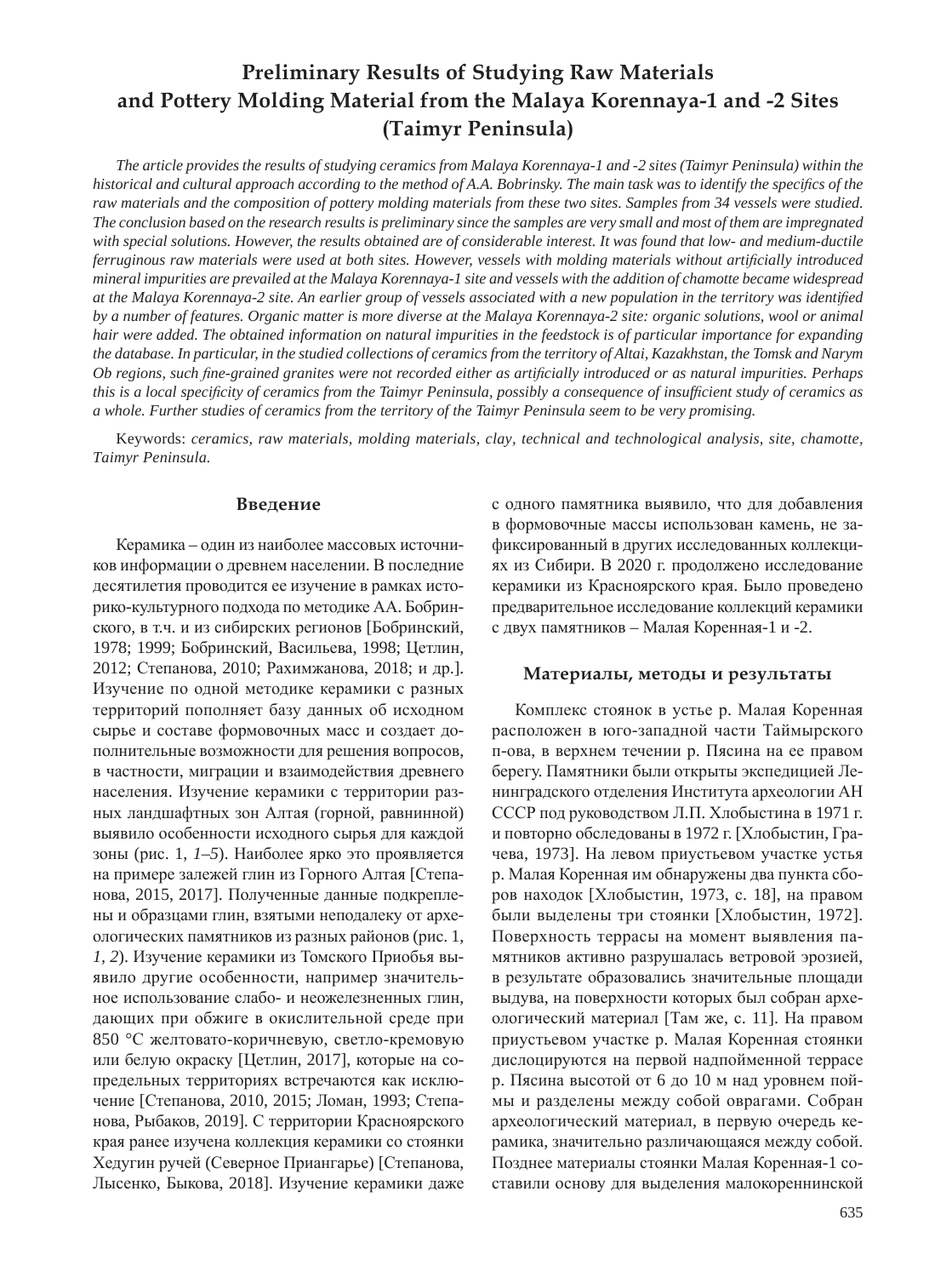# Preliminary Results of Studying Raw Materials and Pottery Molding Material from the Malaya Korennaya-1 and -2 Sites (Taimyr Peninsula)

*The article provides the results of studying ceramics from Malaya Korennaya-1 and -2 sites (Taimyr Peninsula) within the historical and cultural approach according to the method of A.A. Bobrinsky. The main task was to identify the specifics of the raw materials and the composition of pottery molding materials from these two sites. Samples from 34 vessels were studied. The conclusion based on the research results is preliminary since the samples are very small and most of them are impregnated with special solutions. However, the results obtained are of considerable interest. It was found that low- and medium-ductile ferruginous raw materials were used at both sites. However, vessels with molding materials without artificially introduced mineral impurities are prevailed at the Malaya Korennaya-1 site and vessels with the addition of chamotte became widespread at the Malaya Korennaya-2 site. An earlier group of vessels associated with a new population in the territory was identified by a number of features. Organic matter is more diverse at the Malaya Korennaya-2 site: organic solutions, wool or animal hair were added. The obtained information on natural impurities in the feedstock is of particular importance for expanding the database. In particular, in the studied collections of ceramics from the territory of Altai, Kazakhstan, the Tomsk and Narym Ob regions, such fine-grained granites were not recorded either as artificially introduced or as natural impurities. Perhaps this is a local specificity of ceramics from the Taimyr Peninsula, possibly a consequence of insufficient study of ceramics as a whole. Further studies of ceramics from the territory of the Taimyr Peninsula seem to be very promising.*

Keywords: *ceramics, raw materials, molding materials, clay, technical and technological analysis, site, chamotte, Taimyr Peninsula.*

## Введение

Керамика – один из наиболее массовых источников информации о древнем населении. В последние десятилетия проводится ее изучение в рамках историко-культурного подхода по методике АА. Бобринского, в т.ч. и из сибирских регионов [Бобринский, 1978; 1999; Бобринский, Васильева, 1998; Цетлин, 2012; Степанова, 2010; Рахимжанова, 2018; и др.]. Изучение по одной методике керамики с разных территорий пополняет базу данных об исходном сырье и составе формовочных масс и создает дополнительные возможности для решения вопросов, в частности, миграции и взаимодействия древнего населения. Изучение керамики с территории разных ландшафтных зон Алтая (горной, равнинной) выявило особенности исходного сырья для каждой зоны (рис. 1, *1–5*). Наиболее ярко это проявляется на примере залежей глин из Горного Алтая [Степанова, 2015, 2017]. Полученные данные подкреплены и образцами глин, взятыми неподалеку от археологических памятников из разных районов (рис. 1, *1, 2*). Изучение керамики из Томского Приобья выявило другие особенности, например значительное использование слабо- и неожелезненных глин, дающих при обжиге в окислительной среде при 850 °С желтовато-коричневую, светло-кремовую или белую окраску [Цетлин, 2017], которые на сопредельных территориях встречаются как исключение [Степанова, 2010, 2015; Ломан, 1993; Степанова, Рыбаков, 2019]. С территории Красноярского края ранее изучена коллекция керамики со стоянки Хедугин ручей (Северное Приангарье) [Степанова, Лысенко, Быкова, 2018]. Изучение керамики даже с одного памятника выявило, что для добавления в формовочные массы использован камень, не зафиксированный в других исследованных коллекциях из Сибири. В 2020 г. продолжено исследование керамики из Красноярского края. Было проведено предварительное исследование коллекций керамики с двух памятников – Малая Коренная-1 и -2.

## Материалы, методы и результаты

Комплекс стоянок в устье р. Малая Коренная расположен в юго-западной части Таймырского п-ова, в верхнем течении р. Пясина на ее правом берегу. Памятники были открыты экспедицией Ленинградского отделения Института археологии АН СССР под руководством Л.П. Хлобыстина в 1971 г. и повторно обследованы в 1972 г. [Хлобыстин, Грачева, 1973]. На левом приустьевом участке устья р. Малая Коренная им обнаружены два пункта сборов находок [Хлобыстин, 1973, с. 18], на правом были выделены три стоянки [Хлобыстин, 1972]. Поверхность террасы на момент выявления памятников активно разрушалась ветровой эрозией, в результате образовались значительные площади выдува, на поверхности которых был собран археологический материал [Там же, с. 11]. На правом приустьевом участке р. Малая Коренная стоянки дислоцируются на первой надпойменной террасе р. Пясина высотой от 6 до 10 м над уровнем поймы и разделены между собой оврагами. Собран археологический материал, в первую очередь керамика, значительно различающаяся между собой. Позднее материалы стоянки Малая Коренная-1 составили основу для выделения малокореннинской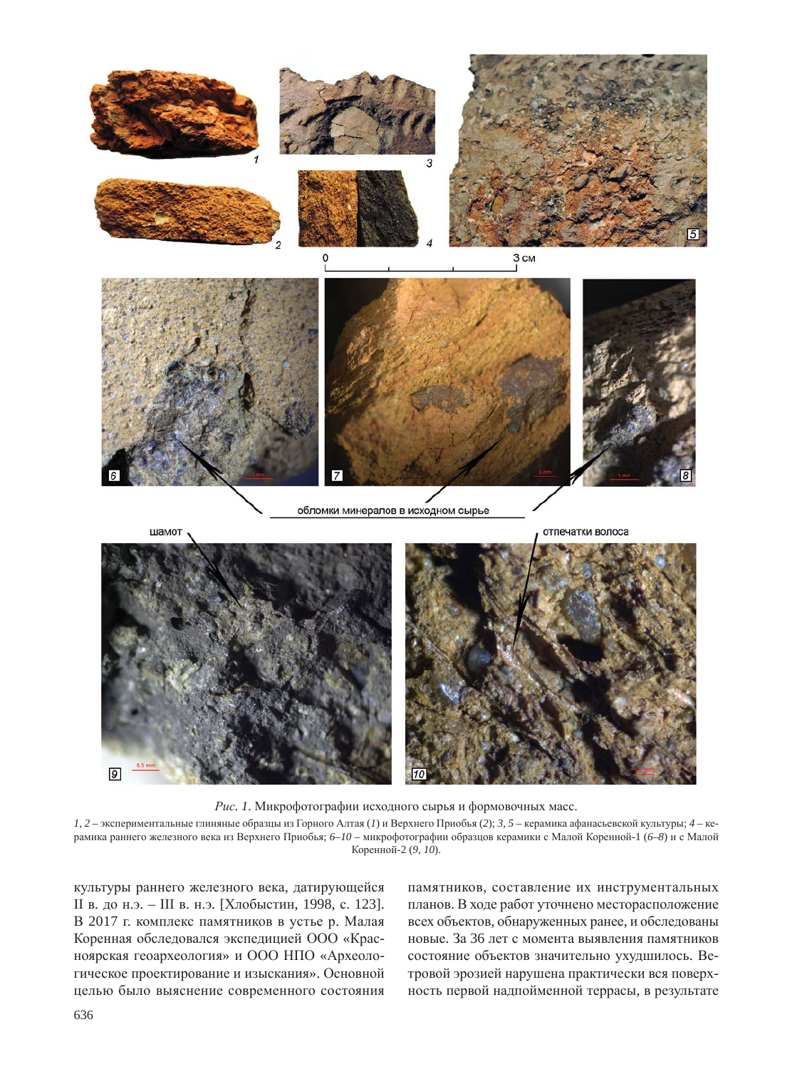*Рис. 1*. Микрофотографии исходного сырья и формовочных масс.

*1, 2* – экспериментальные глиняные образцы из Горного Алтая (*1*) и Верхнего Приобья (*2*); *3, 5* – керамика афанасьевской культуры; *4* – керамика раннего железного века из Верхнего Приобья; *6–10* – микрофотографии образцов керамики с Малой Коренной-1 (*6–8*) и с Малой Коренной-2 (*9, 10*).

культуры раннего железного века, датирующейся II в. до н.э. – III в. н.э. [Хлобыстин, 1998, с. 123]. В 2017 г. комплекс памятников в устье р. Малая Коренная обследовался экспедицией ООО «Красноярская геоархеология» и ООО НПО «Археологическое проектирование и изыскания». Основной целью было выяснение современного состояния памятников, составление их инструментальных планов. В ходе работ уточнено месторасположение всех объектов, обнаруженных ранее, и обследованы новые. За 36 лет с момента выявления памятников состояние объектов значительно ухудшилось. Ветровой эрозией нарушена практически вся поверхность первой надпойменной террасы, в результате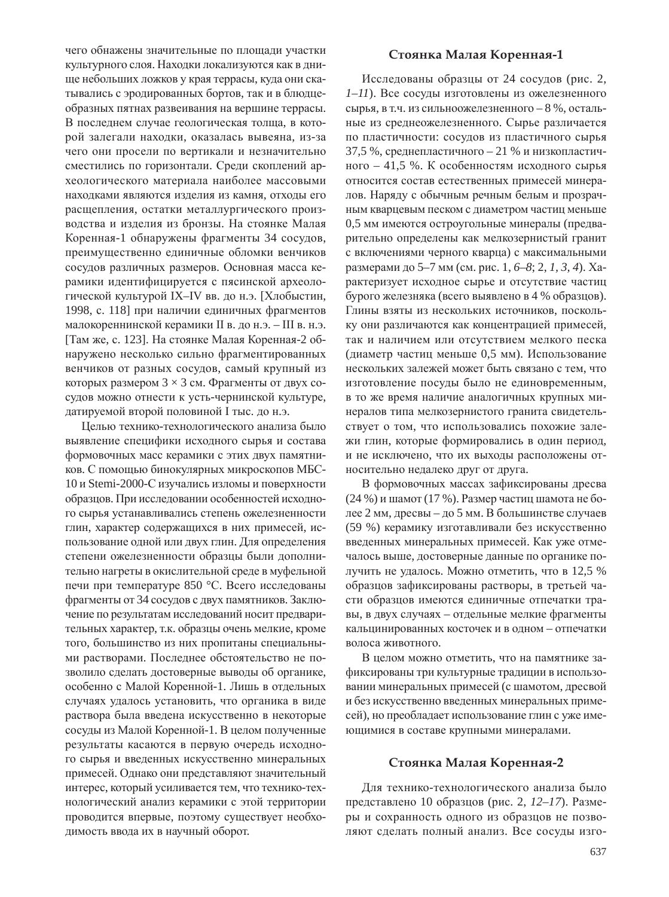чего обнажены значительные по площади участки культурного слоя. Находки локализуются как в днище небольших ложков у края террасы, куда они скатывались с эродированных бортов, так и в блюдцеобразных пятнах развеивания на вершине террасы. В последнем случае геологическая толща, в которой залегали находки, оказалась выveяна, из-за чего они просели по вертикали и незначительно сместились по горизонтали. Среди скоплений археологического материала наиболее массовыми находками являются изделия из камня, отходы его расщепления, остатки металлургического производства и изделия из бронзы. На стоянке Малая Коренная-1 обнаружены фрагменты 34 сосудов, преимущественно единичные обломки венчиков сосудов различных размеров. Основная масса керамики идентифицируется с пясинской археологической культурой IX–IV вв. до н.э. [Хлобыстин, 1998, с. 118] при наличии единичных фрагментов малокореннинской керамики II в. до н.э. – III в. н.э. [Там же, с. 123]. На стоянке Малая Коренная-2 обнаружено несколько сильно фрагментированных венчиков от разных сосудов, самый крупный из которых размером 3 × 3 см. Фрагменты от двух сосудов можно отнести к усть-чернинской культуре, датируемой второй половиной I тыс. до н.э.

Целью технико-технологического анализа было выявление специфики исходного сырья и состава формовочных масс керамики с этих двух памятников. С помощью бинокулярных микроскопов МБС-10 и Stemi-2000-C изучались изломы и поверхности образцов. При исследовании особенностей исходного сырья устанавливались степень ожелезненности глин, характер содержащихся в них примесей, использование одной или двух глин. Для определения степени ожелезненности образцы были дополнительно нагреты в окислительной среде в муфельной печи при температуре 850 °С. Всего исследованы фрагменты от 34 сосудов с двух памятников. Заключение по результатам исследований носит предварительный характер, т.к. образцы очень мелкие, кроме того, большинство из них пропитаны специальными растворами. Последнее обстоятельство не позволило сделать достоверные выводы об органике, особенно с Малой Коренной-1. Лишь в отдельных случаях удалось установить, что органика в виде раствора была введена искусственно в некоторые сосуды из Малой Коренной-1. В целом полученные результаты касаются в первую очередь исходного сырья и введенных искусственно минеральных примесей. Однако они представляют значительный интерес, который усиливается тем, что технико-технологический анализ керамики с этой территории проводится впервые, поэтому существует необходимость ввода их в научный оборот.

## Стоянка Малая Коренная-1

Исследованы образцы от 24 сосудов (рис. 2, *1–11*). Все сосуды изготовлены из ожелезненного сырья, в т.ч. из сильноожелезненного – 8 %, остальные из среднеожелезненного. Сырье различается по пластичности: сосудов из пластичного сырья 37,5 %, среднепластичного – 21 % и низкопластичного – 41,5 %. К особенностям исходного сырья относится состав естественных примесей минералов. Наряду с обычным речным белым и прозрачным кварцевым песком с диаметром частиц меньше 0,5 мм имеются остроугольные минералы (предварительно определены как мелкозернистый гранит с включениями черного кварца) с максимальными размерами до 5–7 мм (см. рис. 1, *6–8*; 2, *1, 3, 4*). Характеризует исходное сырье и отсутствие частиц бурого железняка (всего выявлено в 4 % образцов). Глины взяты из нескольких источников, поскольку они различаются как концентрацией примесей, так и наличием или отсутствием мелкого песка (диаметр частиц меньше 0,5 мм). Использование нескольких залежей может быть связано с тем, что изготовление посуды было не единовременным, в то же время наличие аналогичных крупных минералов типа мелкозернистого гранита свидетельствует о том, что использовались похожие залежи глин, которые формировались в один период, и не исключено, что их выходы расположены относительно недалеко друг от друга.

В формовочных массах зафиксированы дресва (24 %) и шамот (17 %). Размер частиц шамота не более 2 мм, дресвы – до 5 мм. В большинстве случаев (59 %) керамику изготавливали без искусственно введенных минеральных примесей. Как уже отмечалось выше, достоверные данные по органике получить не удалось. Можно отметить, что в 12,5 % образцов зафиксированы растворы, в третьей части образцов имеются единичные отпечатки травы, в двух случаях – отдельные мелкие фрагменты кальцинированных косточек и в одном – отпечатки волоса животного.

В целом можно отметить, что на памятнике зафиксированы три культурные традиции в использовании минеральных примесей (с шамотом, дресвой и без искусственно введенных минеральных примесей), но преобладает использование глин с уже имеющимися в составе крупными минералами.

## Стоянка Малая Коренная-2

Для технико-технологического анализа было представлено 10 образцов (рис. 2, *12–17*). Размеры и сохранность одного из образцов не позволяют сделать полный анализ. Все сосуды изго-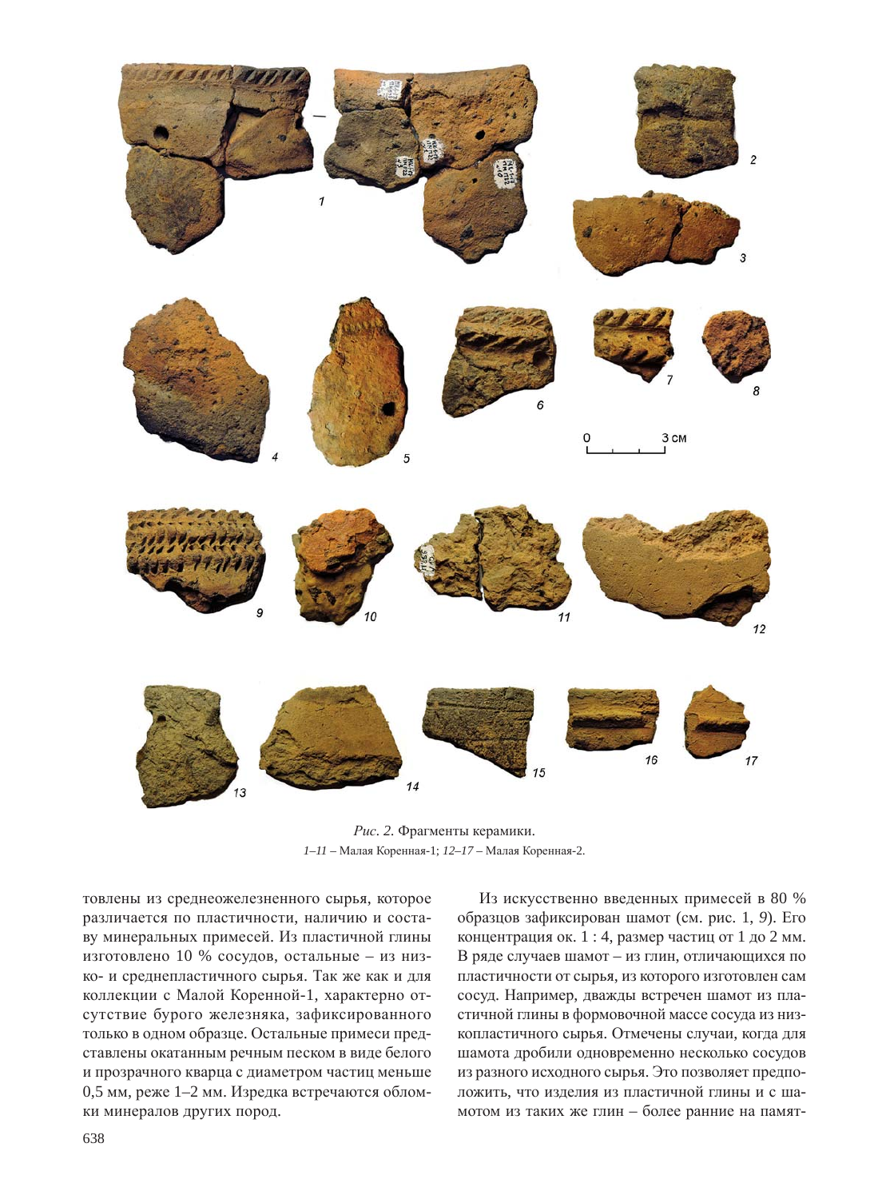*Рис. 2.* Фрагменты керамики.
*1–11* – Малая Коренная-1; *12–17* – Малая Коренная-2.

товлены из среднеожелезненного сырья, которое различается по пластичности, наличию и составу минеральных примесей. Из пластичной глины изготовлено 10 % сосудов, остальные – из низко- и среднепластичного сырья. Так же как и для коллекции с Малой Коренной-1, характерно отсутствие бурого железняка, зафиксированного только в одном образце. Остальные примеси представлены окатанным речным песком в виде белого и прозрачного кварца с диаметром частиц меньше 0,5 мм, реже 1–2 мм. Изредка встречаются обломки минералов других пород.

Из искусственно введенных примесей в 80 % образцов зафиксирован шамот (см. рис. 1, *9*). Его концентрация ок. 1 : 4, размер частиц от 1 до 2 мм. В ряде случаев шамот – из глин, отличающихся по пластичности от сырья, из которого изготовлен сам сосуд. Например, дважды встречен шамот из пластичной глины в формовочной массе сосуда из низкопластичного сырья. Отмечены случаи, когда для шамота дробили одновременно несколько сосудов из разного исходного сырья. Это позволяет предположить, что изделия из пластичной глины и с шамотом из таких же глин – более ранние на памят-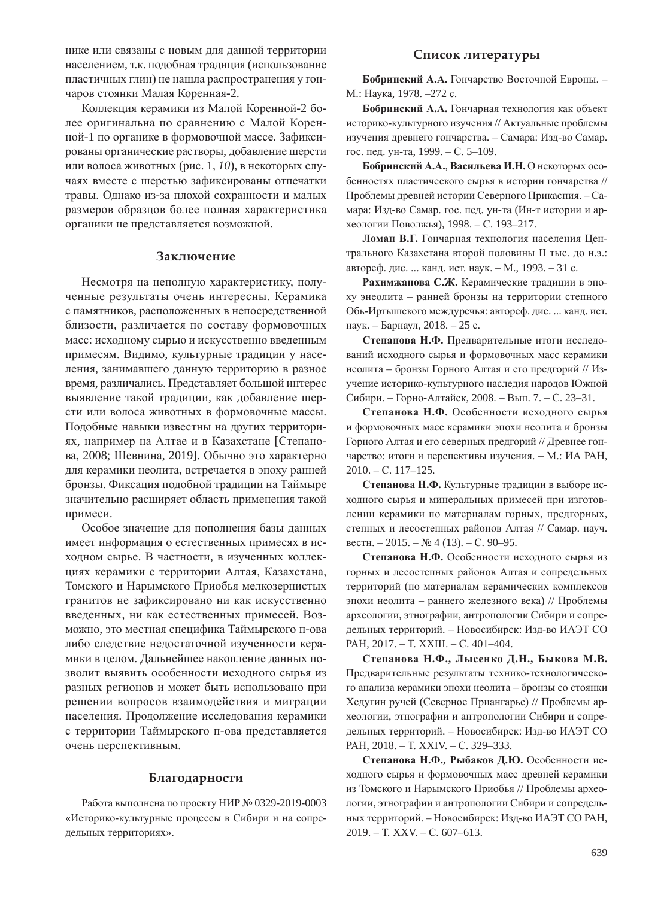нике или связаны с новым для данной территории населением, т.к. подобная традиция (использование пластичных глин) не нашла распространения у гончаров стоянки Малая Коренная-2.

Коллекция керамики из Малой Коренной-2 более оригинальна по сравнению с Малой Коренной-1 по органике в формовочной массе. Зафиксированы органические растворы, добавление шерсти или волоса животных (рис. 1, *10*), в некоторых случаях вместе с шерстью зафиксированы отпечатки травы. Однако из-за плохой сохранности и малых размеров образцов более полная характеристика органики не представляется возможной.

## Заключение

Несмотря на неполную характеристику, полученные результаты очень интересны. Керамика с памятников, расположенных в непосредственной близости, различается по составу формовочных масс: исходному сырью и искусственно введенным примесям. Видимо, культурные традиции у населения, занимавшего данную территорию в разное время, различались. Представляет большой интерес выявление такой традиции, как добавление шерсти или волоса животных в формовочные массы. Подобные навыки известны на других территориях, например на Алтае и в Казахстане [Степанова, 2008; Шевнина, 2019]. Обычно это характерно для керамики неолита, встречается в эпоху ранней бронзы. Фиксация подобной традиции на Таймыре значительно расширяет область применения такой примеси.

Особое значение для пополнения базы данных имеет информация о естественных примесях в исходном сырье. В частности, в изученных коллекциях керамики с территории Алтая, Казахстана, Томского и Нарымского Приобья мелкозернистых гранитов не зафиксировано ни как искусственно введенных, ни как естественных примесей. Возможно, это местная специфика Таймырского п-ова либо следствие недостаточной изученности керамики в целом. Дальнейшее накопление данных позволит выявить особенности исходного сырья из разных регионов и может быть использовано при решении вопросов взаимодействия и миграции населения. Продолжение исследования керамики с территории Таймырского п-ова представляется очень перспективным.

## Благодарности

Работа выполнена по проекту НИР № 0329-2019-0003 «Историко-культурные процессы в Сибири и на сопредельных территориях».

## Список литературы

**Бобринский А.А.** Гончарство Восточной Европы. – М.: Наука, 1978. –272 с.

**Бобринский А.А.** Гончарная технология как объект историко-культурного изучения // Актуальные проблемы изучения древнего гончарства. – Самара: Изд-во Самар. гос. пед. ун-та, 1999. – С. 5–109.

**Бобринский А.А.**, **Васильева И.Н.** О некоторых особенностях пластического сырья в истории гончарства // Проблемы древней истории Северного Прикаспия. – Самара: Изд-во Самар. гос. пед. ун-та (Ин-т истории и археологии Поволжья), 1998. – С. 193–217.

**Ломан В.Г.** Гончарная технология населения Центрального Казахстана второй половины II тыс. до н.э.: автореф. дис. ... канд. ист. наук. – М., 1993. – 31 с.

**Рахимжанова С.Ж.** Керамические традиции в эпоху энеолита – ранней бронзы на территории степного Обь-Иртышского междуречья: автореф. дис. ... канд. ист. наук. – Барнаул, 2018. – 25 с.

**Степанова Н.Ф.** Предварительные итоги исследований исходного сырья и формовочных масс керамики неолита – бронзы Горного Алтая и его предгорий // Изучение историко-культурного наследия народов Южной Сибири. – Горно-Алтайск, 2008. – Вып. 7. – С. 23–31.

**Степанова Н.Ф.** Особенности исходного сырья и формовочных масс керамики эпохи неолита и бронзы Горного Алтая и его северных предгорий // Древнее гончарство: итоги и перспективы изучения. – М.: ИА РАН, 2010. – С. 117–125.

**Степанова Н.Ф.** Культурные традиции в выборе исходного сырья и минеральных примесей при изготовлении керамики по материалам горных, предгорных, степных и лесостепных районов Алтая // Самар. науч. вестн. – 2015. – № 4 (13). – С. 90–95.

**Степанова Н.Ф.** Особенности исходного сырья из горных и лесостепных районов Алтая и сопредельных территорий (по материалам керамических комплексов эпохи неолита – раннего железного века) // Проблемы археологии, этнографии, антропологии Сибири и сопредельных территорий. – Новосибирск: Изд-во ИАЭТ СО РАН, 2017. – Т. XXIII. – С. 401–404.

**Степанова Н.Ф., Лысенко Д.Н., Быкова М.В.** Предварительные результаты технико-технологического анализа керамики эпохи неолита – бронзы со стоянки Хедугин ручей (Северное Приангарье) // Проблемы археологии, этнографии и антропологии Сибири и сопредельных территорий. – Новосибирск: Изд-во ИАЭТ СО РАН, 2018. – Т. XXIV. – С. 329–333.

**Степанова Н.Ф., Рыбаков Д.Ю.** Особенности исходного сырья и формовочных масс древней керамики из Томского и Нарымского Приобья // Проблемы археологии, этнографии и антропологии Сибири и сопредельных территорий. – Новосибирск: Изд-во ИАЭТ СО РАН, 2019. – Т. XXV. – С. 607–613.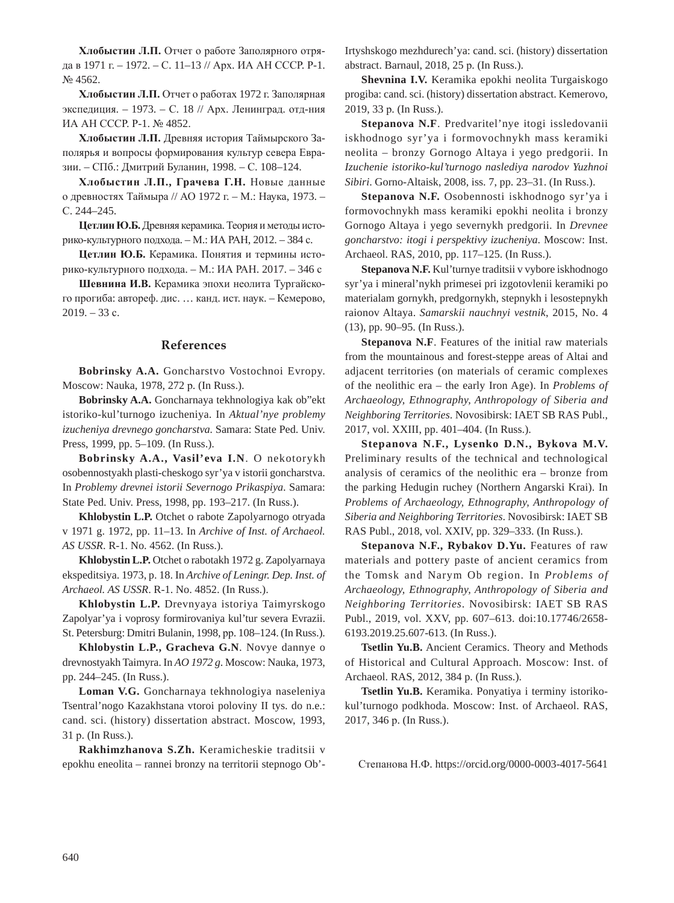**Хлобыстин Л.П.** Отчет о работе Заполярного отряда в 1971 г. – 1972. – С. 11–13 // Арх. ИА АН СССР. Р-1. № 4562.

**Хлобыстин Л.П.** Отчет о работах 1972 г. Заполярная экспедиция. – 1973. – С. 18 // Арх. Ленинград. отд-ния ИА АН СССР. Р-1. № 4852.

**Хлобыстин Л.П.** Древняя история Таймырского Заполярья и вопросы формирования культур севера Евразии. – СПб.: Дмитрий Буланин, 1998. – С. 108–124.

**Хлобыстин Л.П., Грачева Г.Н.** Новые данные о древностях Таймыра // АО 1972 г. – М.: Наука, 1973. – С. 244–245.

**Цетлин Ю.Б.** Древняя керамика. Теория и методы историко-культурного подхода. – М.: ИА РАН, 2012. – 384 с.

**Цетлин Ю.Б.** Керамика. Понятия и термины историко-культурного подхода. – М.: ИА РАН. 2017. – 346 с

**Шевнина И.В.** Керамика эпохи неолита Тургайского прогиба: автореф. дис. … канд. ист. наук. – Кемерово, 2019. – 33 с.

## References

**Bobrinsky A.A.** Goncharstvo Vostochnoi Evropy. Moscow: Nauka, 1978, 272 p. (In Russ.).

**Bobrinsky A.A.** Goncharnaya tekhnologiya kak ob"ekt istoriko-kul'turnogo izucheniya. In *Aktual'nye problemy izucheniya drevnego goncharstva.* Samara: State Ped. Univ. Press, 1999, pp. 5–109. (In Russ.).

**Bobrinsky A.A., Vasil'eva I.N**. O nekotorykh osobennostyakh plasti-cheskogo syr'ya v istorii goncharstva. In *Problemy drevnei istorii Severnogo Prikaspiya.* Samara: State Ped. Univ. Press, 1998, pp. 193–217. (In Russ.).

**Khlobystin L.P.** Otchet o rabote Zapolyarnogo otryada v 1971 g. 1972, pp. 11–13. In *Archive of Inst. of Archaeol. AS USSR*. R-1. No. 4562. (In Russ.).

**Khlobystin L.P.** Otchet o rabotakh 1972 g. Zapolyarnaya ekspeditsiya. 1973, p. 18. In *Archive of Leningr. Dep. Inst. of Archaeol. AS USSR*. R-1. No. 4852. (In Russ.).

**Khlobystin L.P.** Drevnyaya istoriya Taimyrskogo Zapolyar'ya i voprosy formirovaniya kul'tur severa Evrazii. St. Petersburg: Dmitri Bulanin, 1998, pp. 108–124. (In Russ.).

**Khlobystin L.P., Gracheva G.N**. Novye dannye o drevnostyakh Taimyra. In *AO 1972 g*. Moscow: Nauka, 1973, pp. 244–245. (In Russ.).

**Loman V.G.** Goncharnaya tekhnologiya naseleniya Tsentral'nogo Kazakhstana vtoroi poloviny II tys. do n.e.: cand. sci. (history) dissertation abstract. Moscow, 1993, 31 p. (In Russ.).

**Rakhimzhanova S.Zh.** Keramicheskie traditsii v epokhu eneolita – rannei bronzy na territorii stepnogo Ob'-Irtyshskogo mezhdurech'ya: cand. sci. (history) dissertation abstract. Barnaul, 2018, 25 p. (In Russ.).

**Shevnina I.V.** Keramika epokhi neolita Turgaiskogo progiba: cand. sci. (history) dissertation abstract. Kemerovo, 2019, 33 p. (In Russ.).

**Stepanova N.F**. Predvaritel'nye itogi issledovanii iskhodnogo syr'ya i formovochnykh mass keramiki neolita – bronzy Gornogo Altaya i yego predgorii. In *Izuchenie istoriko-kul'turnogo naslediya narodov Yuzhnoi Sibiri*. Gorno-Altaisk, 2008, iss. 7, pp. 23–31. (In Russ.).

**Stepanova N.F.** Osobennosti iskhodnogo syr'ya i formovochnykh mass keramiki epokhi neolita i bronzy Gornogo Altaya i yego severnykh predgorii. In *Drevnee goncharstvo: itogi i perspektivy izucheniya*. Moscow: Inst. Archaeol. RAS, 2010, pp. 117–125. (In Russ.).

**Stepanova N.F.** Kul'turnye traditsii v vybore iskhodnogo syr'ya i mineral'nykh primesei pri izgotovlenii keramiki po materialam gornykh, predgornykh, stepnykh i lesostepnykh raionov Altaya. *Samarskii nauchnyi vestnik*, 2015, No. 4 (13), pp. 90–95. (In Russ.).

**Stepanova N.F**. Features of the initial raw materials from the mountainous and forest-steppe areas of Altai and adjacent territories (on materials of ceramic complexes of the neolithic era – the early Iron Age). In *Problems of Archaeology, Ethnography, Anthropology of Siberia and Neighboring Territories*. Novosibirsk: IAET SB RAS Publ., 2017, vol. XXIII, pp. 401–404. (In Russ.).

**Stepanova N.F., Lysenko D.N., Bykova M.V.** Preliminary results of the technical and technological analysis of ceramics of the neolithic era – bronze from the parking Hedugin ruchey (Northern Angarski Krai). In *Problems of Archaeology, Ethnography, Anthropology of Siberia and Neighboring Territories*. Novosibirsk: IAET SB RAS Publ., 2018, vol. XXIV, pp. 329–333. (In Russ.).

**Stepanova N.F., Rybakov D.Yu.** Features of raw materials and pottery paste of ancient ceramics from the Tomsk and Narym Ob region. In *Problems of Archaeology, Ethnography, Anthropology of Siberia and Neighboring Territories*. Novosibirsk: IAET SB RAS Publ., 2019, vol. XXV, pp. 607–613. doi:10.17746/2658-6193.2019.25.607-613. (In Russ.).

**Tsetlin Yu.B.** Ancient Ceramics. Theory and Methods of Historical and Cultural Approach. Moscow: Inst. of Archaeol. RAS, 2012, 384 p. (In Russ.).

**Tsetlin Yu.B.** Keramika. Ponyatiya i terminy istoriko-kul'turnogo podkhoda. Moscow: Inst. of Archaeol. RAS, 2017, 346 p. (In Russ.).

Степанова Н.Ф. https://orcid.org/0000-0003-4017-5641